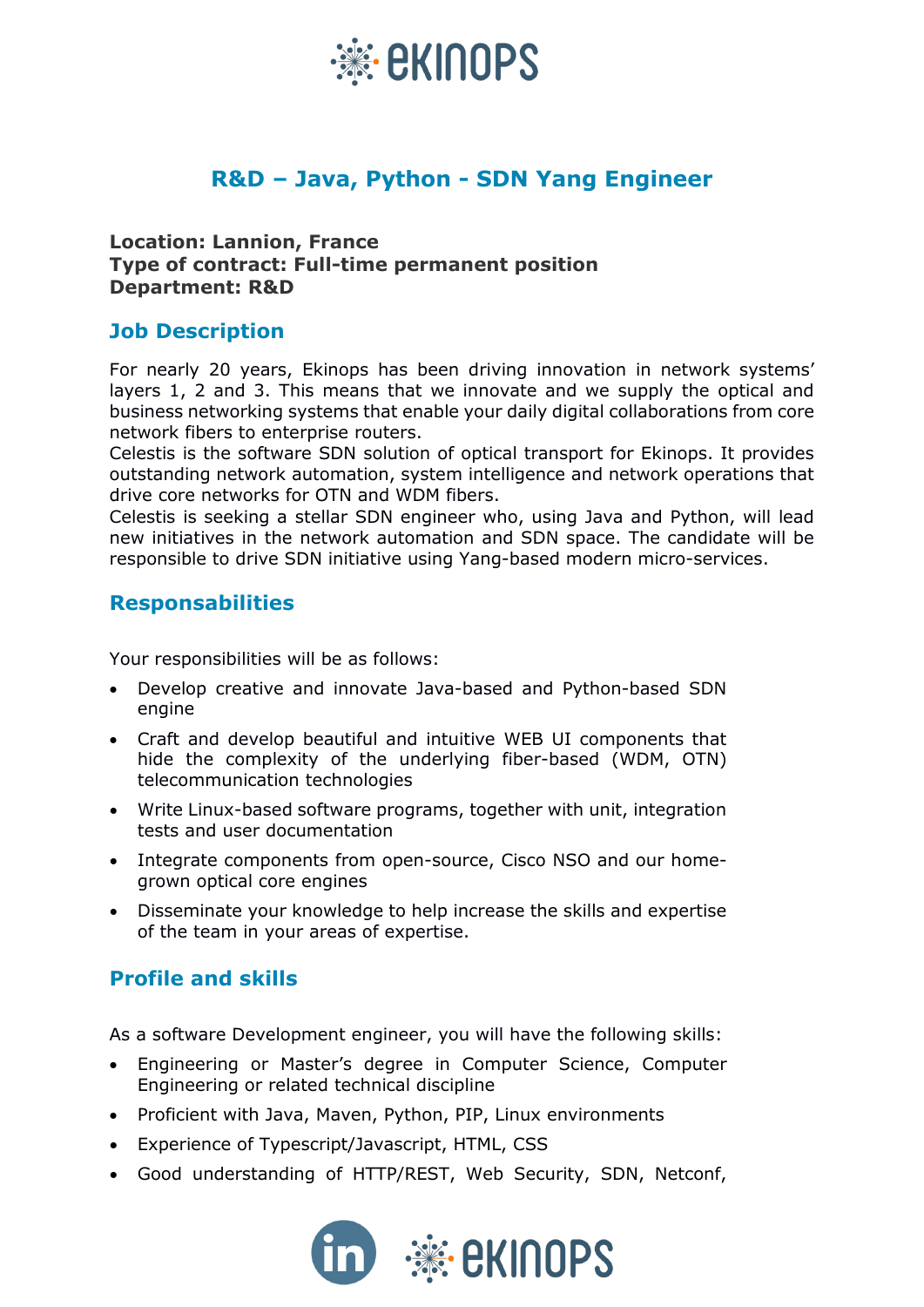# R&D – Java, Python - SDN Yang Engineer

**Location: Lannion, France**
**Type of contract: Full-time permanent position**
**Department: R&D**

## Job Description

For nearly 20 years, Ekinops has been driving innovation in network systems' layers 1, 2 and 3. This means that we innovate and we supply the optical and business networking systems that enable your daily digital collaborations from core network fibers to enterprise routers.
Celestis is the software SDN solution of optical transport for Ekinops. It provides outstanding network automation, system intelligence and network operations that drive core networks for OTN and WDM fibers.
Celestis is seeking a stellar SDN engineer who, using Java and Python, will lead new initiatives in the network automation and SDN space. The candidate will be responsible to drive SDN initiative using Yang-based modern micro-services.

## Responsabilities

Your responsibilities will be as follows:

- Develop creative and innovate Java-based and Python-based SDN engine
- Craft and develop beautiful and intuitive WEB UI components that hide the complexity of the underlying fiber-based (WDM, OTN) telecommunication technologies
- Write Linux-based software programs, together with unit, integration tests and user documentation
- Integrate components from open-source, Cisco NSO and our home-grown optical core engines
- Disseminate your knowledge to help increase the skills and expertise of the team in your areas of expertise.

## Profile and skills

As a software Development engineer, you will have the following skills:

- Engineering or Master's degree in Computer Science, Computer Engineering or related technical discipline
- Proficient with Java, Maven, Python, PIP, Linux environments
- Experience of Typescript/Javascript, HTML, CSS
- Good understanding of HTTP/REST, Web Security, SDN, Netconf,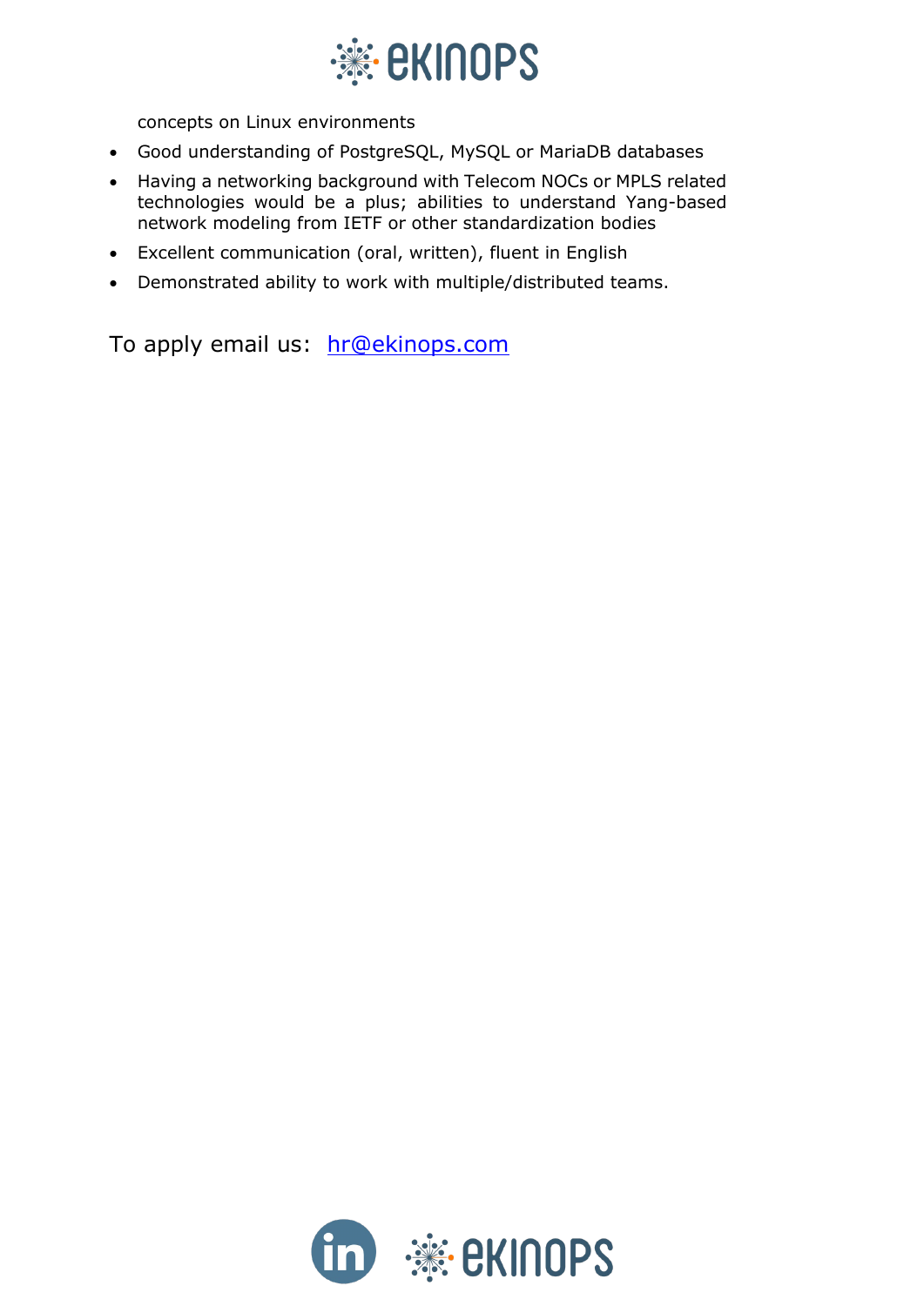concepts on Linux environments

- Good understanding of PostgreSQL, MySQL or MariaDB databases
- Having a networking background with Telecom NOCs or MPLS related technologies would be a plus; abilities to understand Yang-based network modeling from IETF or other standardization bodies
- Excellent communication (oral, written), fluent in English
- Demonstrated ability to work with multiple/distributed teams.

To apply email us: hr@ekinops.com